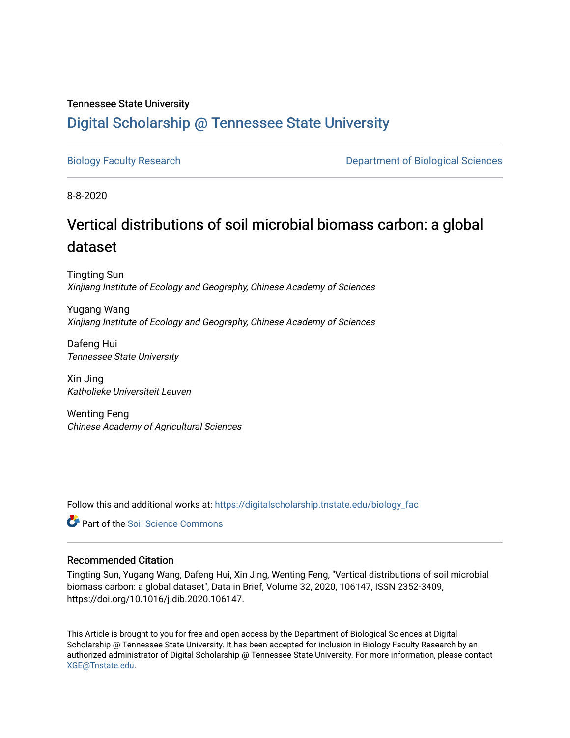Tennessee State University

# Digital Scholarship @ Tennessee State University

Biology Faculty Research | Department of Biological Sciences

8-8-2020

## Vertical distributions of soil microbial biomass carbon: a global dataset

Tingting Sun
*Xinjiang Institute of Ecology and Geography, Chinese Academy of Sciences*

Yugang Wang
*Xinjiang Institute of Ecology and Geography, Chinese Academy of Sciences*

Dafeng Hui
*Tennessee State University*

Xin Jing
*Katholieke Universiteit Leuven*

Wenting Feng
*Chinese Academy of Agricultural Sciences*

Follow this and additional works at: https://digitalscholarship.tnstate.edu/biology_fac

Part of the Soil Science Commons

### Recommended Citation

Tingting Sun, Yugang Wang, Dafeng Hui, Xin Jing, Wenting Feng, "Vertical distributions of soil microbial biomass carbon: a global dataset", Data in Brief, Volume 32, 2020, 106147, ISSN 2352-3409, https://doi.org/10.1016/j.dib.2020.106147.

This Article is brought to you for free and open access by the Department of Biological Sciences at Digital Scholarship @ Tennessee State University. It has been accepted for inclusion in Biology Faculty Research by an authorized administrator of Digital Scholarship @ Tennessee State University. For more information, please contact XGE@Tnstate.edu.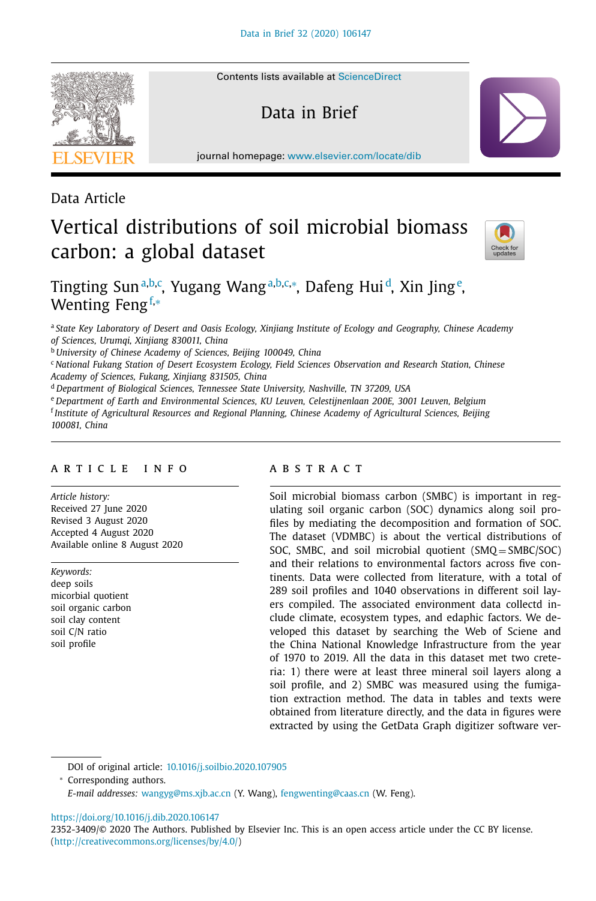Data Article

# Vertical distributions of soil microbial biomass carbon: a global dataset

Tingting Sun[a,b,c], Yugang Wang[a,b,c,*], Dafeng Hui[d], Xin Jing[e], Wenting Feng[f,*]

[a] State Key Laboratory of Desert and Oasis Ecology, Xinjiang Institute of Ecology and Geography, Chinese Academy of Sciences, Urumqi, Xinjiang 830011, China
[b] University of Chinese Academy of Sciences, Beijing 100049, China
[c] National Fukang Station of Desert Ecosystem Ecology, Field Sciences Observation and Research Station, Chinese Academy of Sciences, Fukang, Xinjiang 831505, China
[d] Department of Biological Sciences, Tennessee State University, Nashville, TN 37209, USA
[e] Department of Earth and Environmental Sciences, KU Leuven, Celestijnenlaan 200E, 3001 Leuven, Belgium
[f] Institute of Agricultural Resources and Regional Planning, Chinese Academy of Agricultural Sciences, Beijing 100081, China

## ARTICLE INFO

*Article history:*
Received 27 June 2020
Revised 3 August 2020
Accepted 4 August 2020
Available online 8 August 2020

*Keywords:*
deep soils
micorbial quotient
soil organic carbon
soil clay content
soil C/N ratio
soil profile

## ABSTRACT

Soil microbial biomass carbon (SMBC) is important in regulating soil organic carbon (SOC) dynamics along soil profiles by mediating the decomposition and formation of SOC. The dataset (VDMBC) is about the vertical distributions of SOC, SMBC, and soil microbial quotient (SMQ = SMBC/SOC) and their relations to environmental factors across five continents. Data were collected from literature, with a total of 289 soil profiles and 1040 observations in different soil layers compiled. The associated environment data collectd include climate, ecosystem types, and edaphic factors. We developed this dataset by searching the Web of Sciene and the China National Knowledge Infrastructure from the year of 1970 to 2019. All the data in this dataset met two creteria: 1) there were at least three mineral soil layers along a soil profile, and 2) SMBC was measured using the fumigation extraction method. The data in tables and texts were obtained from literature directly, and the data in figures were extracted by using the GetData Graph digitizer software ver-

DOI of original article: 10.1016/j.soilbio.2020.107905

* Corresponding authors.
*E-mail addresses:* wangyg@ms.xjb.ac.cn (Y. Wang), fengwenting@caas.cn (W. Feng).

https://doi.org/10.1016/j.dib.2020.106147
2352-3409/© 2020 The Authors. Published by Elsevier Inc. This is an open access article under the CC BY license. (http://creativecommons.org/licenses/by/4.0/)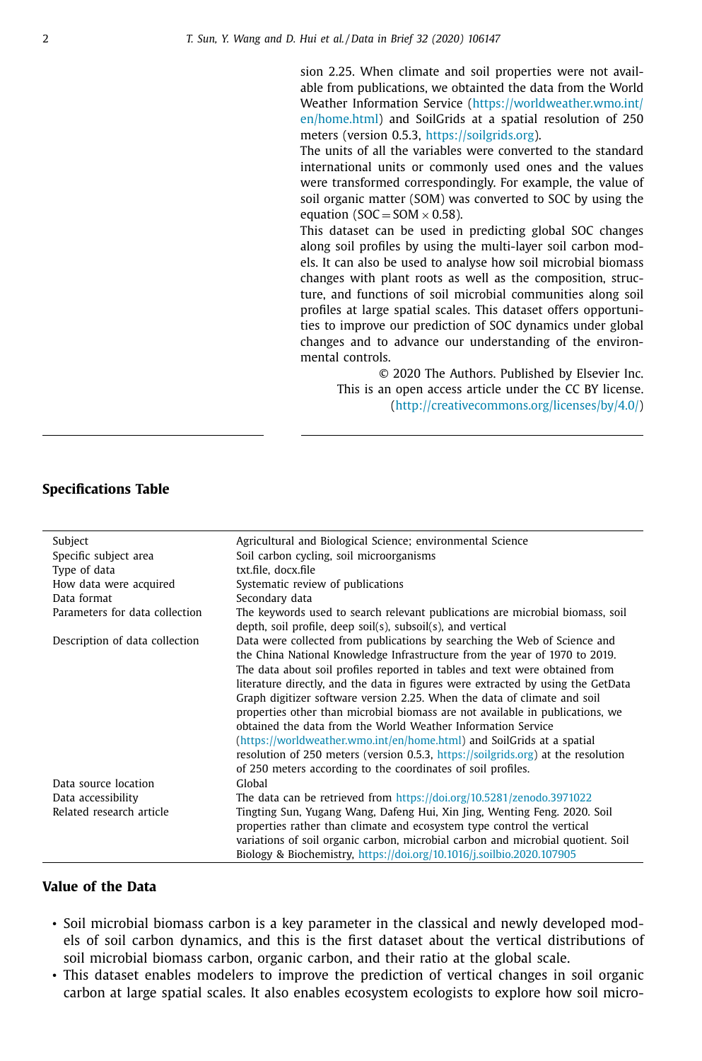sion 2.25. When climate and soil properties were not available from publications, we obtainted the data from the World Weather Information Service (https://worldweather.wmo.int/en/home.html) and SoilGrids at a spatial resolution of 250 meters (version 0.5.3, https://soilgrids.org).

The units of all the variables were converted to the standard international units or commonly used ones and the values were transformed correspondingly. For example, the value of soil organic matter (SOM) was converted to SOC by using the equation (SOC = SOM × 0.58).

This dataset can be used in predicting global SOC changes along soil profiles by using the multi-layer soil carbon models. It can also be used to analyse how soil microbial biomass changes with plant roots as well as the composition, structure, and functions of soil microbial communities along soil profiles at large spatial scales. This dataset offers opportunities to improve our prediction of SOC dynamics under global changes and to advance our understanding of the environmental controls.

© 2020 The Authors. Published by Elsevier Inc.
This is an open access article under the CC BY license.
(http://creativecommons.org/licenses/by/4.0/)

## Specifications Table

| | |
|---|---|
| Subject | Agricultural and Biological Science; environmental Science |
| Specific subject area | Soil carbon cycling, soil microorganisms |
| Type of data | txt.file, docx.file |
| How data were acquired | Systematic review of publications |
| Data format | Secondary data |
| Parameters for data collection | The keywords used to search relevant publications are microbial biomass, soil depth, soil profile, deep soil(s), subsoil(s), and vertical |
| Description of data collection | Data were collected from publications by searching the Web of Science and the China National Knowledge Infrastructure from the year of 1970 to 2019. The data about soil profiles reported in tables and text were obtained from literature directly, and the data in figures were extracted by using the GetData Graph digitizer software version 2.25. When the data of climate and soil properties other than microbial biomass are not available in publications, we obtained the data from the World Weather Information Service (https://worldweather.wmo.int/en/home.html) and SoilGrids at a spatial resolution of 250 meters (version 0.5.3, https://soilgrids.org) at the resolution of 250 meters according to the coordinates of soil profiles. |
| Data source location | Global |
| Data accessibility | The data can be retrieved from https://doi.org/10.5281/zenodo.3971022 |
| Related research article | Tingting Sun, Yugang Wang, Dafeng Hui, Xin Jing, Wenting Feng. 2020. Soil properties rather than climate and ecosystem type control the vertical variations of soil organic carbon, microbial carbon and microbial quotient. Soil Biology & Biochemistry, https://doi.org/10.1016/j.soilbio.2020.107905 |

## Value of the Data

- Soil microbial biomass carbon is a key parameter in the classical and newly developed models of soil carbon dynamics, and this is the first dataset about the vertical distributions of soil microbial biomass carbon, organic carbon, and their ratio at the global scale.
- This dataset enables modelers to improve the prediction of vertical changes in soil organic carbon at large spatial scales. It also enables ecosystem ecologists to explore how soil micro-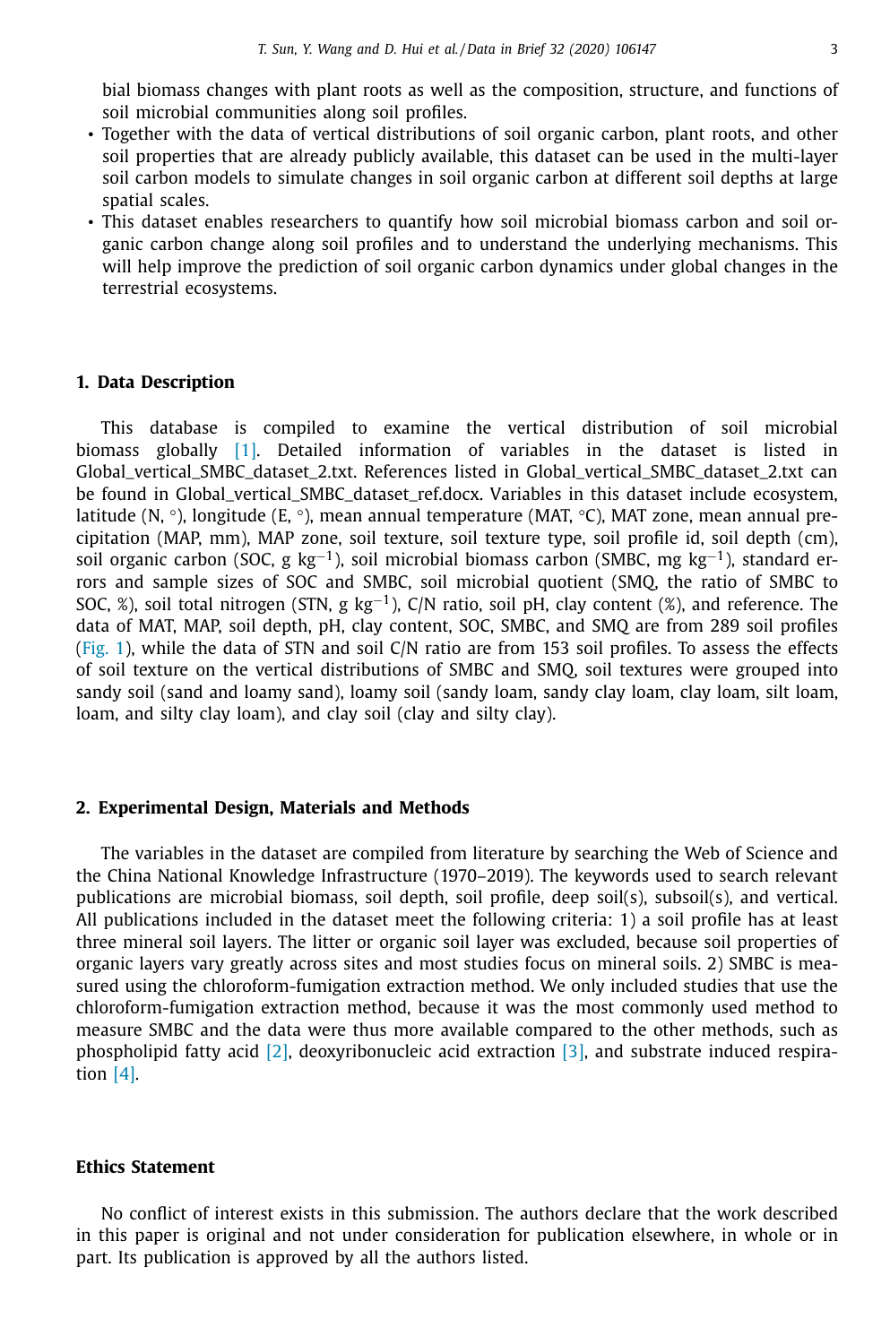bial biomass changes with plant roots as well as the composition, structure, and functions of soil microbial communities along soil profiles.

- Together with the data of vertical distributions of soil organic carbon, plant roots, and other soil properties that are already publicly available, this dataset can be used in the multi-layer soil carbon models to simulate changes in soil organic carbon at different soil depths at large spatial scales.
- This dataset enables researchers to quantify how soil microbial biomass carbon and soil organic carbon change along soil profiles and to understand the underlying mechanisms. This will help improve the prediction of soil organic carbon dynamics under global changes in the terrestrial ecosystems.

## 1. Data Description

This database is compiled to examine the vertical distribution of soil microbial biomass globally [1]. Detailed information of variables in the dataset is listed in Global_vertical_SMBC_dataset_2.txt. References listed in Global_vertical_SMBC_dataset_2.txt can be found in Global_vertical_SMBC_dataset_ref.docx. Variables in this dataset include ecosystem, latitude (N, °), longitude (E, °), mean annual temperature (MAT, °C), MAT zone, mean annual precipitation (MAP, mm), MAP zone, soil texture, soil texture type, soil profile id, soil depth (cm), soil organic carbon (SOC, g $kg^{-1}$), soil microbial biomass carbon (SMBC, mg $kg^{-1}$), standard errors and sample sizes of SOC and SMBC, soil microbial quotient (SMQ, the ratio of SMBC to SOC, %), soil total nitrogen (STN, g $kg^{-1}$), C/N ratio, soil pH, clay content (%), and reference. The data of MAT, MAP, soil depth, pH, clay content, SOC, SMBC, and SMQ are from 289 soil profiles (Fig. 1), while the data of STN and soil C/N ratio are from 153 soil profiles. To assess the effects of soil texture on the vertical distributions of SMBC and SMQ, soil textures were grouped into sandy soil (sand and loamy sand), loamy soil (sandy loam, sandy clay loam, clay loam, silt loam, loam, and silty clay loam), and clay soil (clay and silty clay).

## 2. Experimental Design, Materials and Methods

The variables in the dataset are compiled from literature by searching the Web of Science and the China National Knowledge Infrastructure (1970–2019). The keywords used to search relevant publications are microbial biomass, soil depth, soil profile, deep soil(s), subsoil(s), and vertical. All publications included in the dataset meet the following criteria: 1) a soil profile has at least three mineral soil layers. The litter or organic soil layer was excluded, because soil properties of organic layers vary greatly across sites and most studies focus on mineral soils. 2) SMBC is measured using the chloroform-fumigation extraction method. We only included studies that use the chloroform-fumigation extraction method, because it was the most commonly used method to measure SMBC and the data were thus more available compared to the other methods, such as phospholipid fatty acid [2], deoxyribonucleic acid extraction [3], and substrate induced respiration [4].

## Ethics Statement

No conflict of interest exists in this submission. The authors declare that the work described in this paper is original and not under consideration for publication elsewhere, in whole or in part. Its publication is approved by all the authors listed.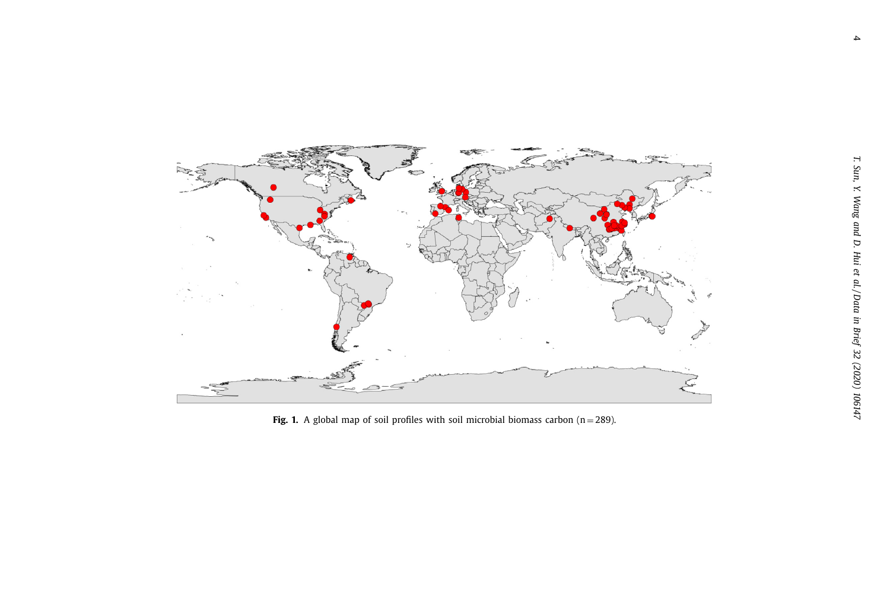**Fig. 1.** A global map of soil profiles with soil microbial biomass carbon (n = 289).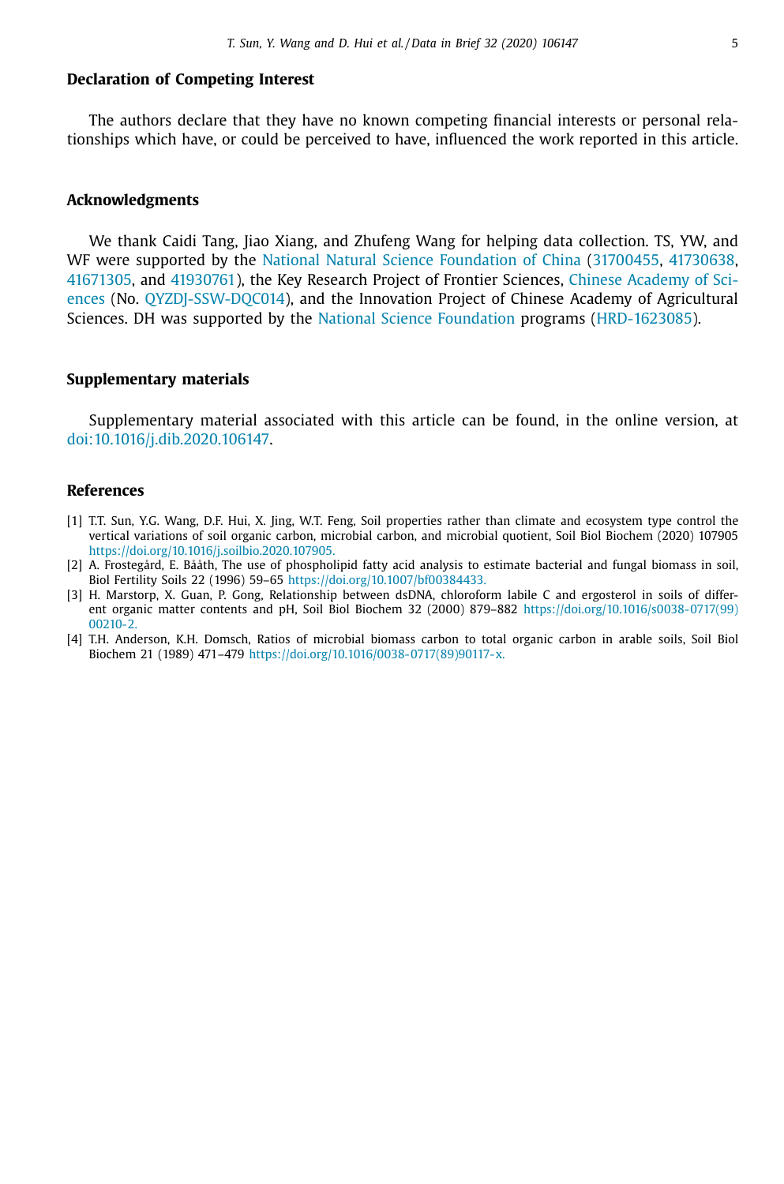## Declaration of Competing Interest

The authors declare that they have no known competing financial interests or personal relationships which have, or could be perceived to have, influenced the work reported in this article.

## Acknowledgments

We thank Caidi Tang, Jiao Xiang, and Zhufeng Wang for helping data collection. TS, YW, and WF were supported by the National Natural Science Foundation of China (31700455, 41730638, 41671305, and 41930761), the Key Research Project of Frontier Sciences, Chinese Academy of Sciences (No. QYZDJ-SSW-DQC014), and the Innovation Project of Chinese Academy of Agricultural Sciences. DH was supported by the National Science Foundation programs (HRD-1623085).

## Supplementary materials

Supplementary material associated with this article can be found, in the online version, at doi:10.1016/j.dib.2020.106147.

## References

[1] T.T. Sun, Y.G. Wang, D.F. Hui, X. Jing, W.T. Feng, Soil properties rather than climate and ecosystem type control the vertical variations of soil organic carbon, microbial carbon, and microbial quotient, Soil Biol Biochem (2020) 107905 https://doi.org/10.1016/j.soilbio.2020.107905.

[2] A. Frostegård, E. Bååth, The use of phospholipid fatty acid analysis to estimate bacterial and fungal biomass in soil, Biol Fertility Soils 22 (1996) 59–65 https://doi.org/10.1007/bf00384433.

[3] H. Marstorp, X. Guan, P. Gong, Relationship between dsDNA, chloroform labile C and ergosterol in soils of different organic matter contents and pH, Soil Biol Biochem 32 (2000) 879–882 https://doi.org/10.1016/s0038-0717(99)00210-2.

[4] T.H. Anderson, K.H. Domsch, Ratios of microbial biomass carbon to total organic carbon in arable soils, Soil Biol Biochem 21 (1989) 471–479 https://doi.org/10.1016/0038-0717(89)90117-x.